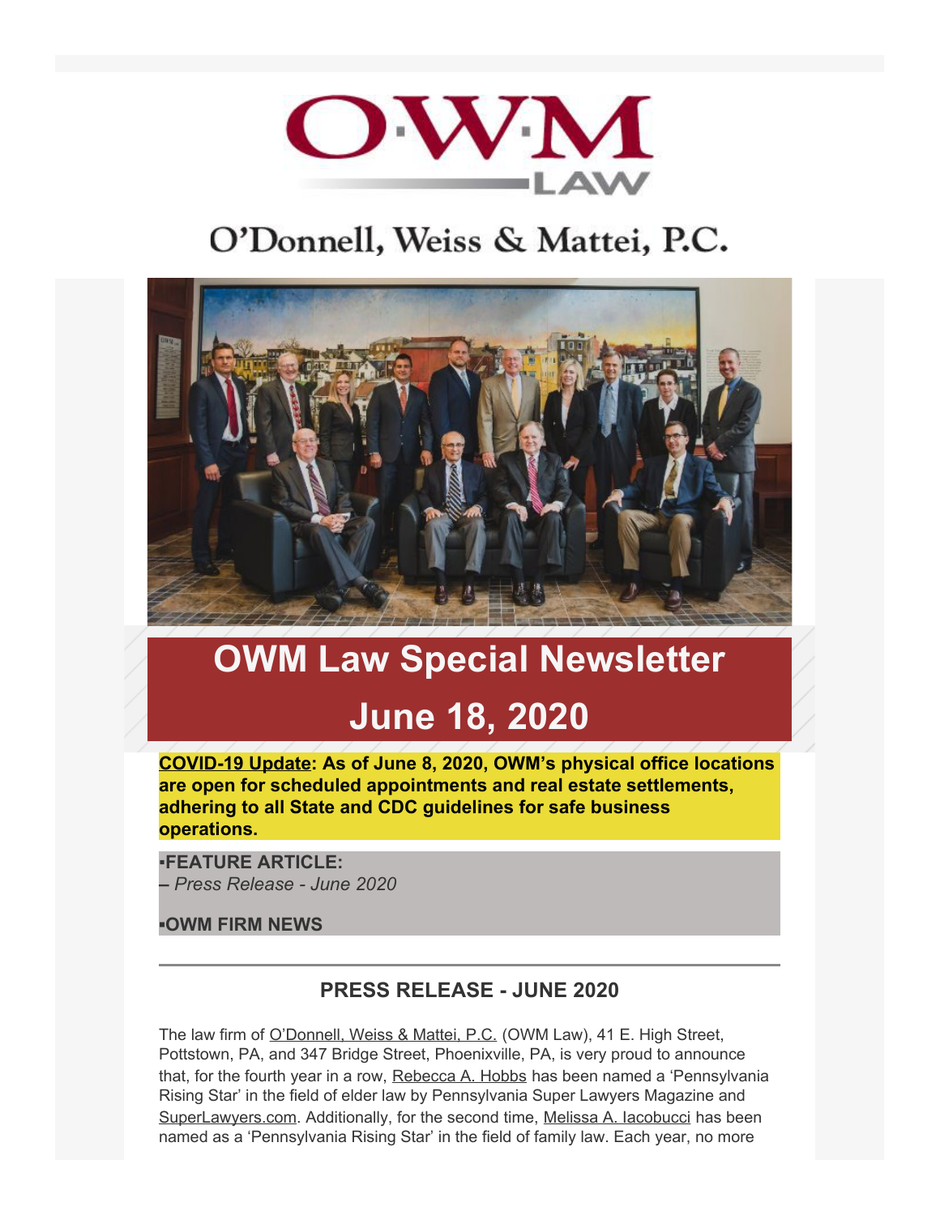# O·W·M LAW

O'Donnell, Weiss & Mattei, P.C.

# OWM Law Special Newsletter

# June 18, 2020

**COVID-19 Update: As of June 8, 2020, OWM's physical office locations are open for scheduled appointments and real estate settlements, adhering to all State and CDC guidelines for safe business operations.**

**▪FEATURE ARTICLE:**
**–** *Press Release - June 2020*

**▪OWM FIRM NEWS**

---

## PRESS RELEASE - JUNE 2020

The law firm of O'Donnell, Weiss & Mattei, P.C. (OWM Law), 41 E. High Street, Pottstown, PA, and 347 Bridge Street, Phoenixville, PA, is very proud to announce that, for the fourth year in a row, Rebecca A. Hobbs has been named a 'Pennsylvania Rising Star' in the field of elder law by Pennsylvania Super Lawyers Magazine and SuperLawyers.com. Additionally, for the second time, Melissa A. Iacobucci has been named as a 'Pennsylvania Rising Star' in the field of family law. Each year, no more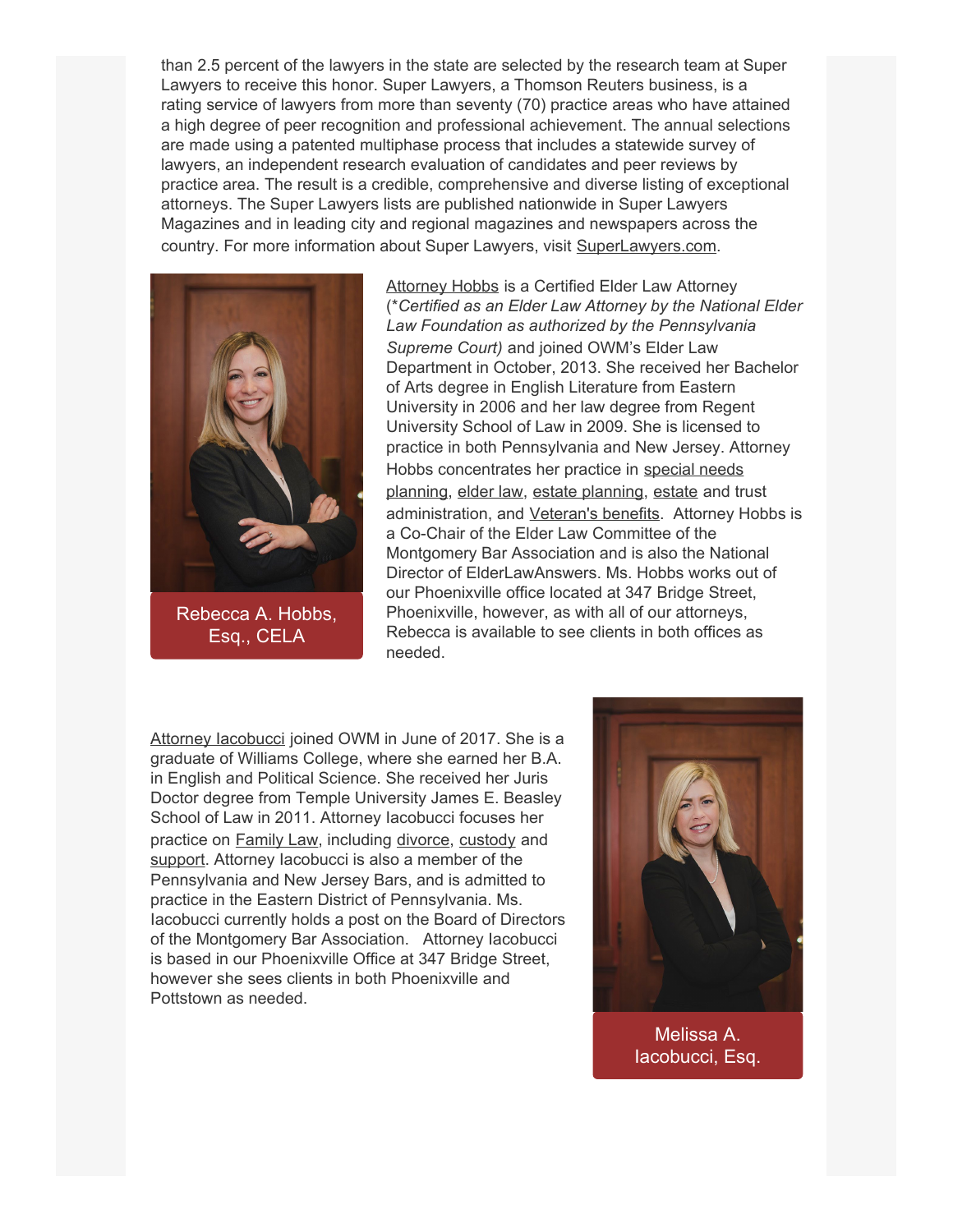than 2.5 percent of the lawyers in the state are selected by the research team at Super Lawyers to receive this honor. Super Lawyers, a Thomson Reuters business, is a rating service of lawyers from more than seventy (70) practice areas who have attained a high degree of peer recognition and professional achievement. The annual selections are made using a patented multiphase process that includes a statewide survey of lawyers, an independent research evaluation of candidates and peer reviews by practice area. The result is a credible, comprehensive and diverse listing of exceptional attorneys. The Super Lawyers lists are published nationwide in Super Lawyers Magazines and in leading city and regional magazines and newspapers across the country. For more information about Super Lawyers, visit SuperLawyers.com.

Rebecca A. Hobbs, Esq., CELA

Attorney Hobbs is a Certified Elder Law Attorney (\**Certified as an Elder Law Attorney by the National Elder Law Foundation as authorized by the Pennsylvania Supreme Court)* and joined OWM's Elder Law Department in October, 2013. She received her Bachelor of Arts degree in English Literature from Eastern University in 2006 and her law degree from Regent University School of Law in 2009. She is licensed to practice in both Pennsylvania and New Jersey. Attorney Hobbs concentrates her practice in special needs planning, elder law, estate planning, estate and trust administration, and Veteran's benefits. Attorney Hobbs is a Co-Chair of the Elder Law Committee of the Montgomery Bar Association and is also the National Director of ElderLawAnswers. Ms. Hobbs works out of our Phoenixville office located at 347 Bridge Street, Phoenixville, however, as with all of our attorneys, Rebecca is available to see clients in both offices as needed.

Attorney Iacobucci joined OWM in June of 2017. She is a graduate of Williams College, where she earned her B.A. in English and Political Science. She received her Juris Doctor degree from Temple University James E. Beasley School of Law in 2011. Attorney Iacobucci focuses her practice on Family Law, including divorce, custody and support. Attorney Iacobucci is also a member of the Pennsylvania and New Jersey Bars, and is admitted to practice in the Eastern District of Pennsylvania. Ms. Iacobucci currently holds a post on the Board of Directors of the Montgomery Bar Association. Attorney Iacobucci is based in our Phoenixville Office at 347 Bridge Street, however she sees clients in both Phoenixville and Pottstown as needed.

Melissa A. Iacobucci, Esq.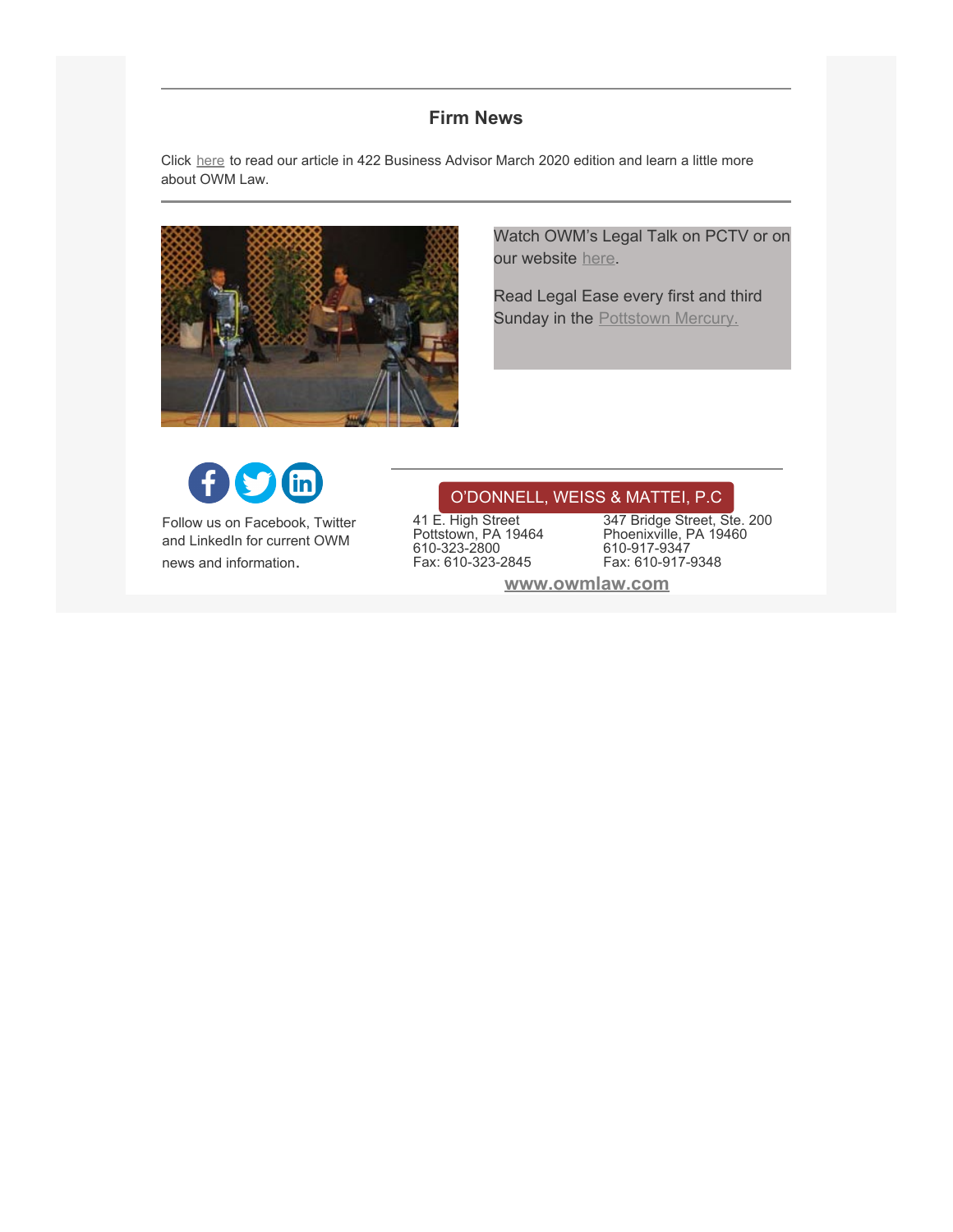## Firm News

Click here to read our article in 422 Business Advisor March 2020 edition and learn a little more about OWM Law.

Watch OWM's Legal Talk on PCTV or on our website here.

Read Legal Ease every first and third Sunday in the Pottstown Mercury.

Follow us on Facebook, Twitter and LinkedIn for current OWM news and information.

**O'DONNELL, WEISS & MATTEI, P.C**

41 E. High Street
Pottstown, PA 19464
610-323-2800
Fax: 610-323-2845

347 Bridge Street, Ste. 200
Phoenixville, PA 19460
610-917-9347
Fax: 610-917-9348

**www.owmlaw.com**